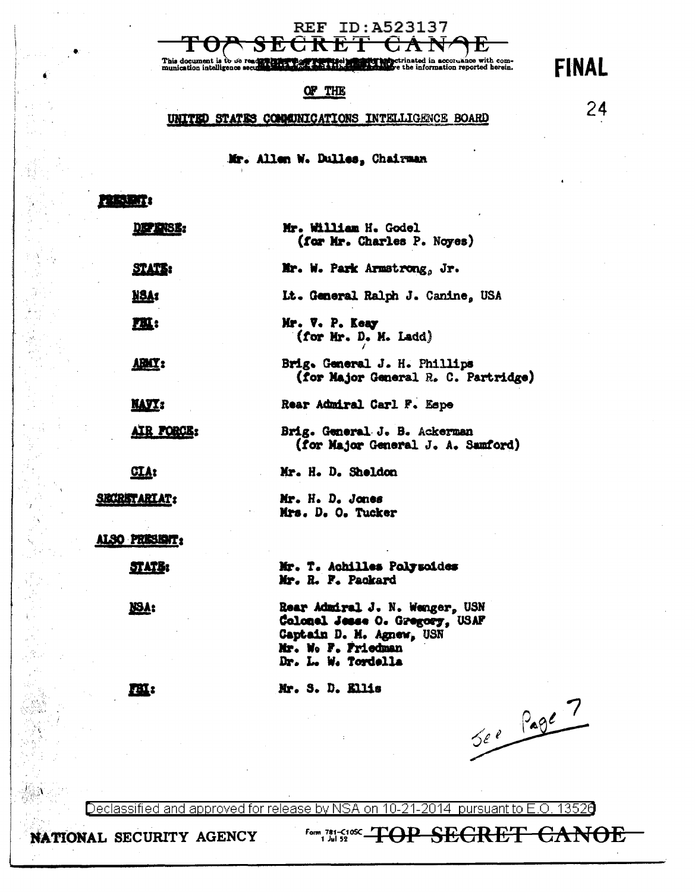REF ID:A523137

TOP SECRET CANOE

This document is to be read [redacted] indoctrinated in accordance with communication intelligence security [redacted] the information reported herein.

**FINAL**

24

# OF THE

## UNITED STATES COMMUNICATIONS INTELLIGENCE BOARD

Mr. Allen W. Dulles, Chairman

**PRESENT:**

| | |
|---|---|
| **DEFENSE:** | Mr. William H. Godel (for Mr. Charles P. Noyes) |
| **STATE:** | Mr. W. Park Armstrong, Jr. |
| **NSA:** | Lt. General Ralph J. Canine, USA |
| **FBI:** | Mr. V. P. Keay (for Mr. D. M. Ladd) |
| **ARMY:** | Brig. General J. H. Phillips (for Major General R. C. Partridge) |
| **NAVY:** | Rear Admiral Carl F. Espe |
| **AIR FORCE:** | Brig. General J. B. Ackerman (for Major General J. A. Samford) |
| **CIA:** | Mr. H. D. Sheldon |
| **SECRETARIAT:** | Mr. H. D. Jones<br>Mrs. D. O. Tucker |

**ALSO PRESENT:**

| | |
|---|---|
| **STATE:** | Mr. T. Achilles Polyzoides<br>Mr. R. F. Packard |
| **NSA:** | Rear Admiral J. N. Wenger, USN<br>Colonel Jesse O. Gregory, USAF<br>Captain D. M. Agnew, USN<br>Mr. W. F. Friedman<br>Dr. L. W. Tordella |
| **FBI:** | Mr. S. D. Ellis |

See Page 7

Declassified and approved for release by NSA on 10-21-2014 pursuant to E.O. 13526

NATIONAL SECURITY AGENCY

Form 781-C10SC 1 Jul 52

TOP SECRET CANOE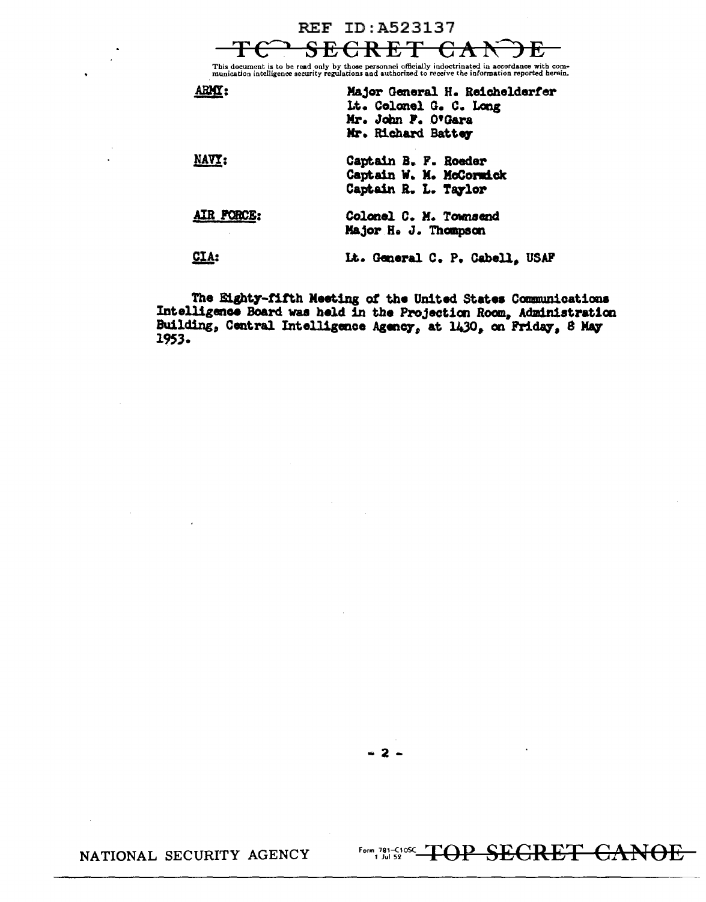REF ID:A523137

TOP SECRET CANOE

This document is to be read only by those personnel officially indoctrinated in accordance with communication intelligence security regulations and authorized to receive the information reported herein.

| | |
|---|---|
| ARMY: | Major General H. Reichelderfer |
| | Lt. Colonel G. C. Long |
| | Mr. John F. O'Gara |
| | Mr. Richard Battey |
| NAVY: | Captain B. F. Roeder |
| | Captain W. M. McCormick |
| | Captain R. L. Taylor |
| AIR FORCE: | Colonel C. M. Townsend |
| | Major H. J. Thompson |
| CIA: | Lt. General C. P. Cabell, USAF |

The Eighty-fifth Meeting of the United States Communications Intelligence Board was held in the Projection Room, Administration Building, Central Intelligence Agency, at 1430, on Friday, 8 May 1953.

NATIONAL SECURITY AGENCY Form 781-C10SC 1 Jul 52 TOP SECRET CANOE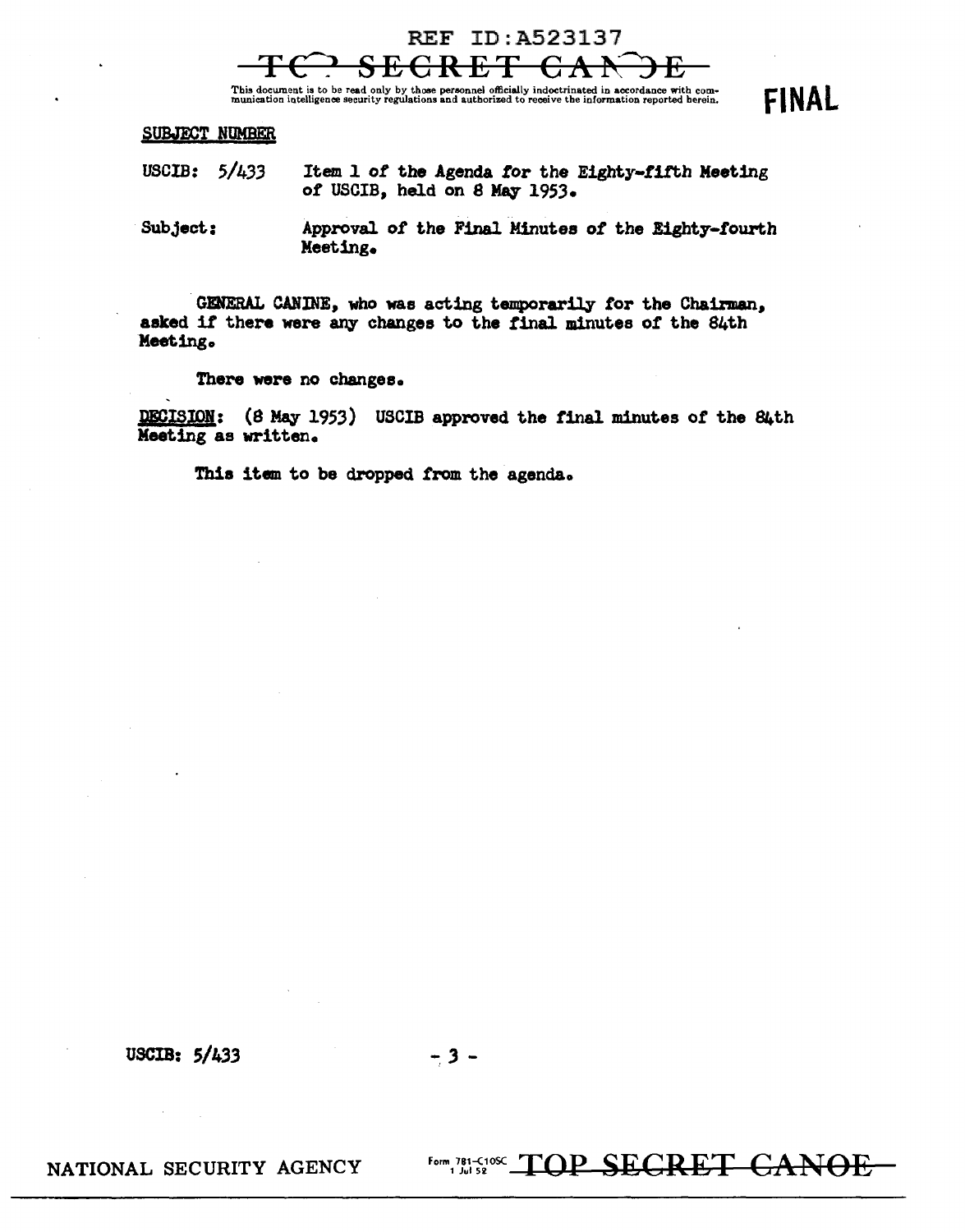REF ID:A523137

TOP SECRET CANOE

This document is to be read only by those personnel officially indoctrinated in accordance with communication intelligence security regulations and authorized to receive the information reported herein.

**FINAL**

SUBJECT NUMBER

USCIB: 5/433 Item 1 of the Agenda for the Eighty-fifth Meeting of USCIB, held on 8 May 1953.

Subject: Approval of the Final Minutes of the Eighty-fourth Meeting.

GENERAL CANINE, who was acting temporarily for the Chairman, asked if there were any changes to the final minutes of the 84th Meeting.

There were no changes.

DECISION: (8 May 1953) USCIB approved the final minutes of the 84th Meeting as written.

This item to be dropped from the agenda.

USCIB: 5/433

NATIONAL SECURITY AGENCY Form 781-C10SC 1 Jul 52 TOP SECRET CANOE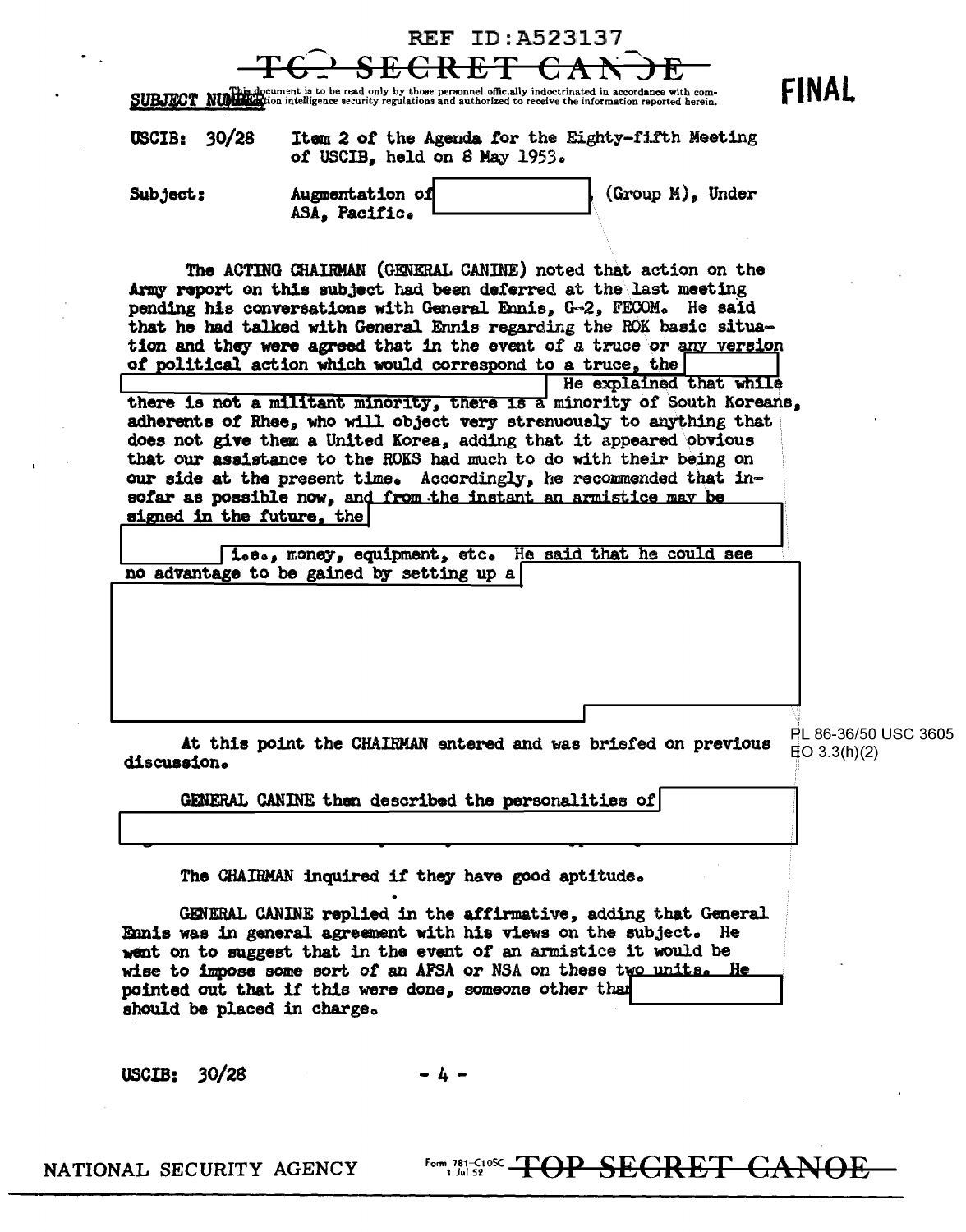REF ID:A523137

TOP SECRET CANOE

This document is to be read only by those personnel officially indoctrinated in accordance with communication intelligence security regulations and authorized to receive the information reported herein.

**FINAL**

USCIB: 30/28 Item 2 of the Agenda for the Eighty-fifth Meeting of USCIB, held on 8 May 1953.

Subject: Augmentation of [redacted], (Group M), Under ASA, Pacific.

The ACTING CHAIRMAN (GENERAL CANINE) noted that action on the Army report on this subject had been deferred at the last meeting pending his conversations with General Ennis, G-2, FECOM. He said that he had talked with General Ennis regarding the ROK basic situation and they were agreed that in the event of a truce or any version of political action which would correspond to a truce, the [redacted] He explained that while there is not a militant minority, there is a minority of South Koreans, adherents of Rhee, who will object very strenuously to anything that does not give them a United Korea, adding that it appeared obvious that our assistance to the ROKS had much to do with their being on our side at the present time. Accordingly, he recommended that insofar as possible now, and from the instant an armistice may be signed in the future, the [redacted] i.e., money, equipment, etc. He said that he could see no advantage to be gained by setting up a [redacted]

PL 86-36/50 USC 3605
EO 3.3(h)(2)

At this point the CHAIRMAN entered and was briefed on previous discussion.

GENERAL CANINE then described the personalities of [redacted]

The CHAIRMAN inquired if they have good aptitude.

GENERAL CANINE replied in the affirmative, adding that General Ennis was in general agreement with his views on the subject. He went on to suggest that in the event of an armistice it would be wise to impose some sort of an AFSA or NSA on these two units. He pointed out that if this were done, someone other than [redacted] should be placed in charge.

USCIB: 30/28

NATIONAL SECURITY AGENCY Form 781-C10SC 1 Jul 52 TOP SECRET CANOE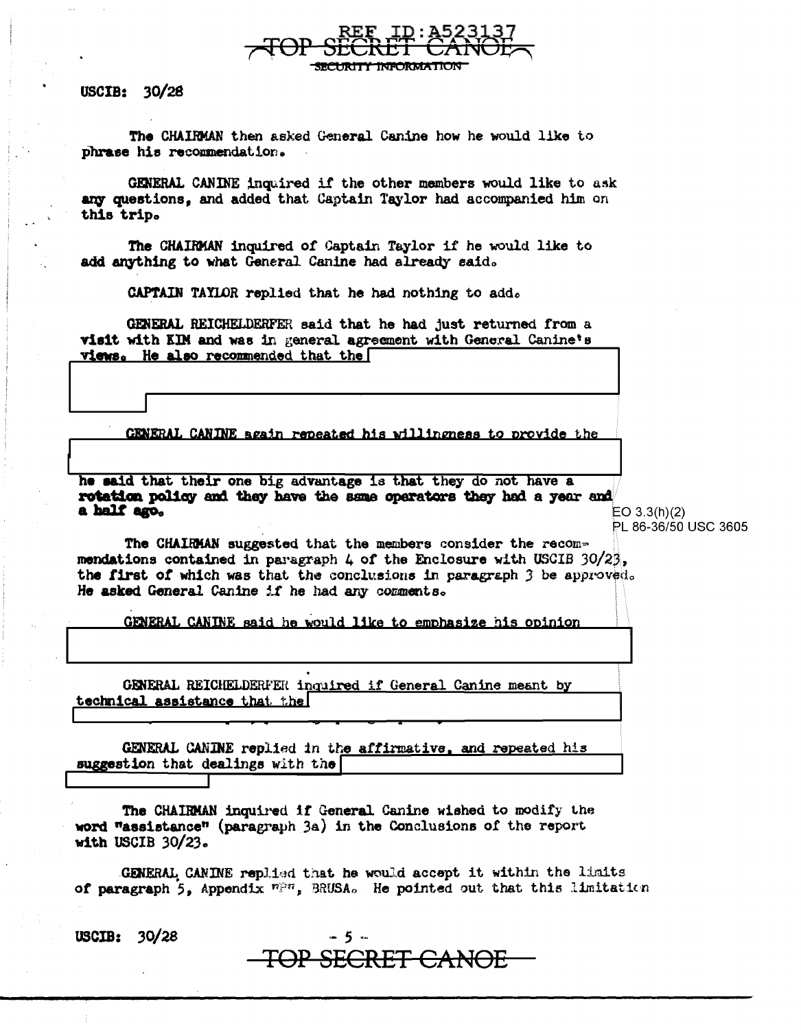USCIB: 30/28

The CHAIRMAN then asked General Canine how he would like to phrase his recommendation.

GENERAL CANINE inquired if the other members would like to ask any questions, and added that Captain Taylor had accompanied him on this trip.

The CHAIRMAN inquired of Captain Taylor if he would like to add anything to what General Canine had already said.

CAPTAIN TAYLOR replied that he had nothing to add.

GENERAL REICHELDERFER said that he had just returned from a visit with KIM and was in general agreement with General Canine's views. He also recommended that the [REDACTED]

GENERAL CANINE again repeated his willingness to provide the [REDACTED] he said that their one big advantage is that they do not have a rotation policy and they have the same operators they had a year and a half ago.

EO 3.3(h)(2)
PL 86-36/50 USC 3605

The CHAIRMAN suggested that the members consider the recommendations contained in paragraph 4 of the Enclosure with USCIB 30/23, the first of which was that the conclusions in paragraph 3 be approved. He asked General Canine if he had any comments.

GENERAL CANINE said he would like to emphasize his opinion [REDACTED]

GENERAL REICHELDERFER inquired if General Canine meant by technical assistance that the [REDACTED]

GENERAL CANINE replied in the affirmative, and repeated his suggestion that dealings with the [REDACTED]

The CHAIRMAN inquired if General Canine wished to modify the word "assistance" (paragraph 3a) in the Conclusions of the report with USCIB 30/23.

GENERAL CANINE replied that he would accept it within the limits of paragraph 5, Appendix "P", BRUSA. He pointed out that this limitation

USCIB: 30/28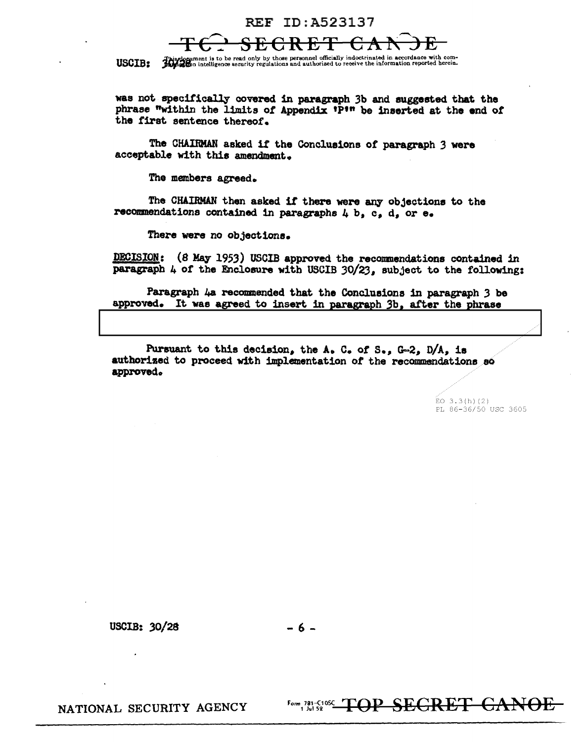was not specifically covered in paragraph 3b and suggested that the phrase "within the limits of Appendix 'P'" be inserted at the end of the first sentence thereof.

The CHAIRMAN asked if the Conclusions of paragraph 3 were acceptable with this amendment.

The members agreed.

The CHAIRMAN then asked if there were any objections to the recommendations contained in paragraphs 4 b, c, d, or e.

There were no objections.

DECISION: (8 May 1953) USCIB approved the recommendations contained in paragraph 4 of the Enclosure with USCIB 30/23, subject to the following:

Paragraph 4a recommended that the Conclusions in paragraph 3 be approved. It was agreed to insert in paragraph 3b, after the phrase

Pursuant to this decision, the A. C. of S., G-2, D/A, is authorized to proceed with implementation of the recommendations so approved.

EO 3.3(h)(2)
PL 86-36/50 USC 3605

USCIB: 30/28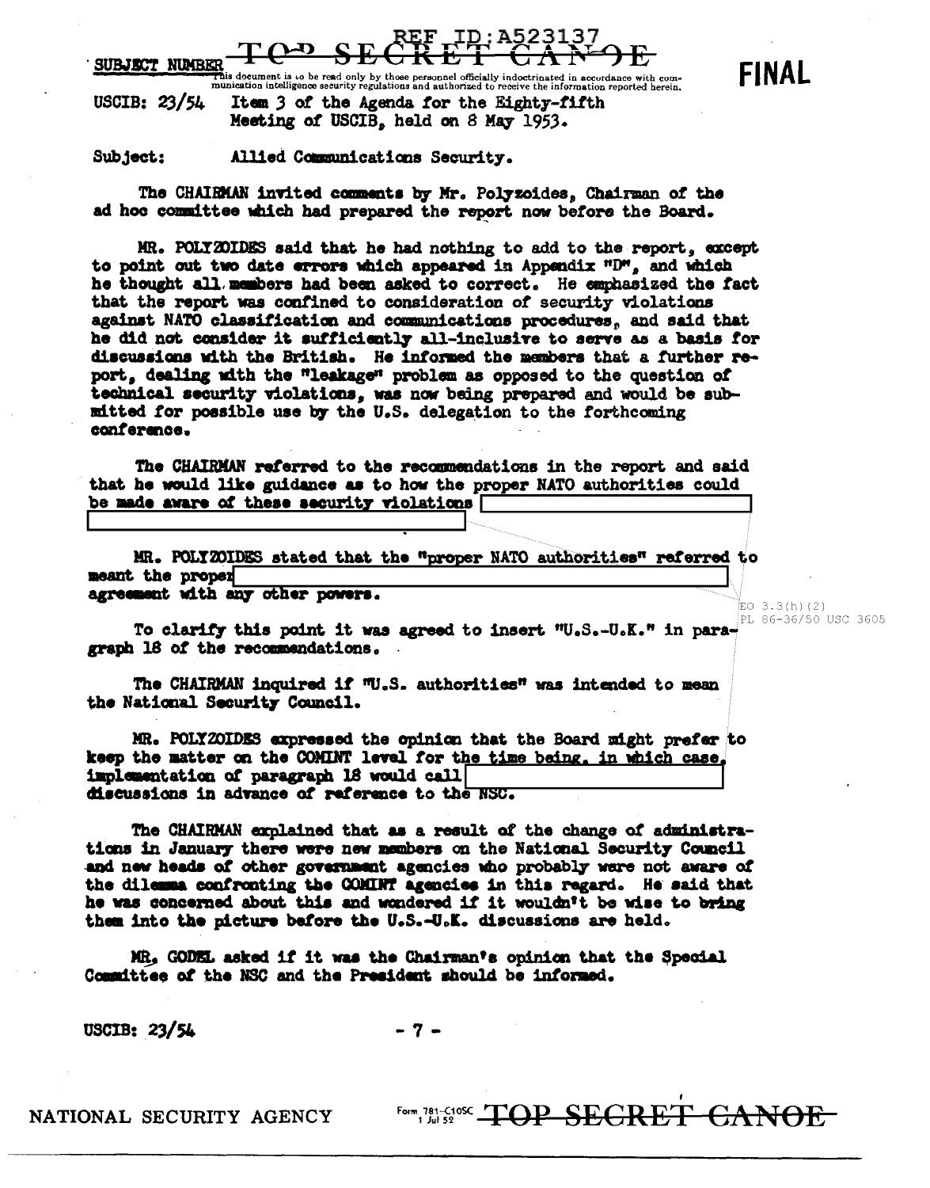REF ID:A523137

TOP SECRET CANOE

SUBJECT NUMBER

This document is to be read only by those personnel officially indoctrinated in accordance with communication intelligence security regulations and authorized to receive the information reported herein.

**FINAL**

USCIB: 23/54 Item 3 of the Agenda for the Eighty-fifth Meeting of USCIB, held on 8 May 1953.

Subject: Allied Communications Security.

The CHAIRMAN invited comments by Mr. Polyzoides, Chairman of the ad hoc committee which had prepared the report now before the Board.

MR. POLYZOIDES said that he had nothing to add to the report, except to point out two date errors which appeared in Appendix "D", and which he thought all members had been asked to correct. He emphasized the fact that the report was confined to consideration of security violations against NATO classification and communications procedures, and said that he did not consider it sufficiently all-inclusive to serve as a basis for discussions with the British. He informed the members that a further report, dealing with the "leakage" problem as opposed to the question of technical security violations, was now being prepared and would be submitted for possible use by the U.S. delegation to the forthcoming conference.

The CHAIRMAN referred to the recommendations in the report and said that he would like guidance as to how the proper NATO authorities could be made aware of these security violations [REDACTED]

MR. POLYZOIDES stated that the "proper NATO authorities" referred to meant the proper [REDACTED] agreement with any other powers.

EO 3.3(h)(2)
PL 86-36/50 USC 3605

To clarify this point it was agreed to insert "U.S.-U.K." in paragraph 18 of the recommendations.

The CHAIRMAN inquired if "U.S. authorities" was intended to mean the National Security Council.

MR. POLYZOIDES expressed the opinion that the Board might prefer to keep the matter on the COMINT level for the time being, in which case, implementation of paragraph 18 would call [REDACTED] discussions in advance of reference to the NSC.

The CHAIRMAN explained that as a result of the change of administrations in January there were new members on the National Security Council and new heads of other government agencies who probably were not aware of the dilemma confronting the COMINT agencies in this regard. He said that he was concerned about this and wondered if it wouldn't be wise to bring them into the picture before the U.S.-U.K. discussions are held.

MR. GODEL asked if it was the Chairman's opinion that the Special Committee of the NSC and the President should be informed.

USCIB: 23/54

NATIONAL SECURITY AGENCY Form 781-C10SC 1 Jul 52 TOP SECRET CANOE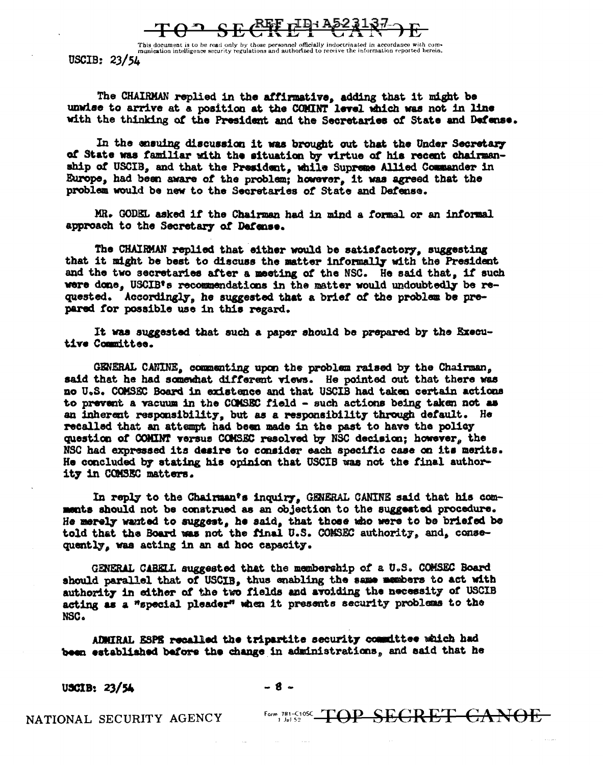This document is to be read only by those personnel officially indoctrinated in accordance with communication intelligence security regulations and authorized to receive the information reported herein.

USCIB: 23/54

The CHAIRMAN replied in the affirmative, adding that it might be unwise to arrive at a position at the COMINT level which was not in line with the thinking of the President and the Secretaries of State and Defense.

In the ensuing discussion it was brought out that the Under Secretary of State was familiar with the situation by virtue of his recent chairmanship of USCIB, and that the President, while Supreme Allied Commander in Europe, had been aware of the problem; however, it was agreed that the problem would be new to the Secretaries of State and Defense.

MR. GODEL asked if the Chairman had in mind a formal or an informal approach to the Secretary of Defense.

The CHAIRMAN replied that either would be satisfactory, suggesting that it might be best to discuss the matter informally with the President and the two secretaries after a meeting of the NSC. He said that, if such were done, USCIB's recommendations in the matter would undoubtedly be requested. Accordingly, he suggested that a brief of the problem be prepared for possible use in this regard.

It was suggested that such a paper should be prepared by the Executive Committee.

GENERAL CANINE, commenting upon the problem raised by the Chairman, said that he had somewhat different views. He pointed out that there was no U.S. COMSEC Board in existence and that USCIB had taken certain actions to prevent a vacuum in the COMSEC field - such actions being taken not as an inherent responsibility, but as a responsibility through default. He recalled that an attempt had been made in the past to have the policy question of COMINT versus COMSEC resolved by NSC decision; however, the NSC had expressed its desire to consider each specific case on its merits. He concluded by stating his opinion that USCIB was not the final authority in COMSEC matters.

In reply to the Chairman's inquiry, GENERAL CANINE said that his comments should not be construed as an objection to the suggested procedure. He merely wanted to suggest, he said, that those who were to be briefed be told that the Board was not the final U.S. COMSEC authority, and, consequently, was acting in an ad hoc capacity.

GENERAL CABELL suggested that the membership of a U.S. COMSEC Board should parallel that of USCIB, thus enabling the same members to act with authority in either of the two fields and avoiding the necessity of USCIB acting as a "special pleader" when it presents security problems to the NSC.

ADMIRAL ESPE recalled the tripartite security committee which had been established before the change in administrations, and said that he

USCIB: 23/54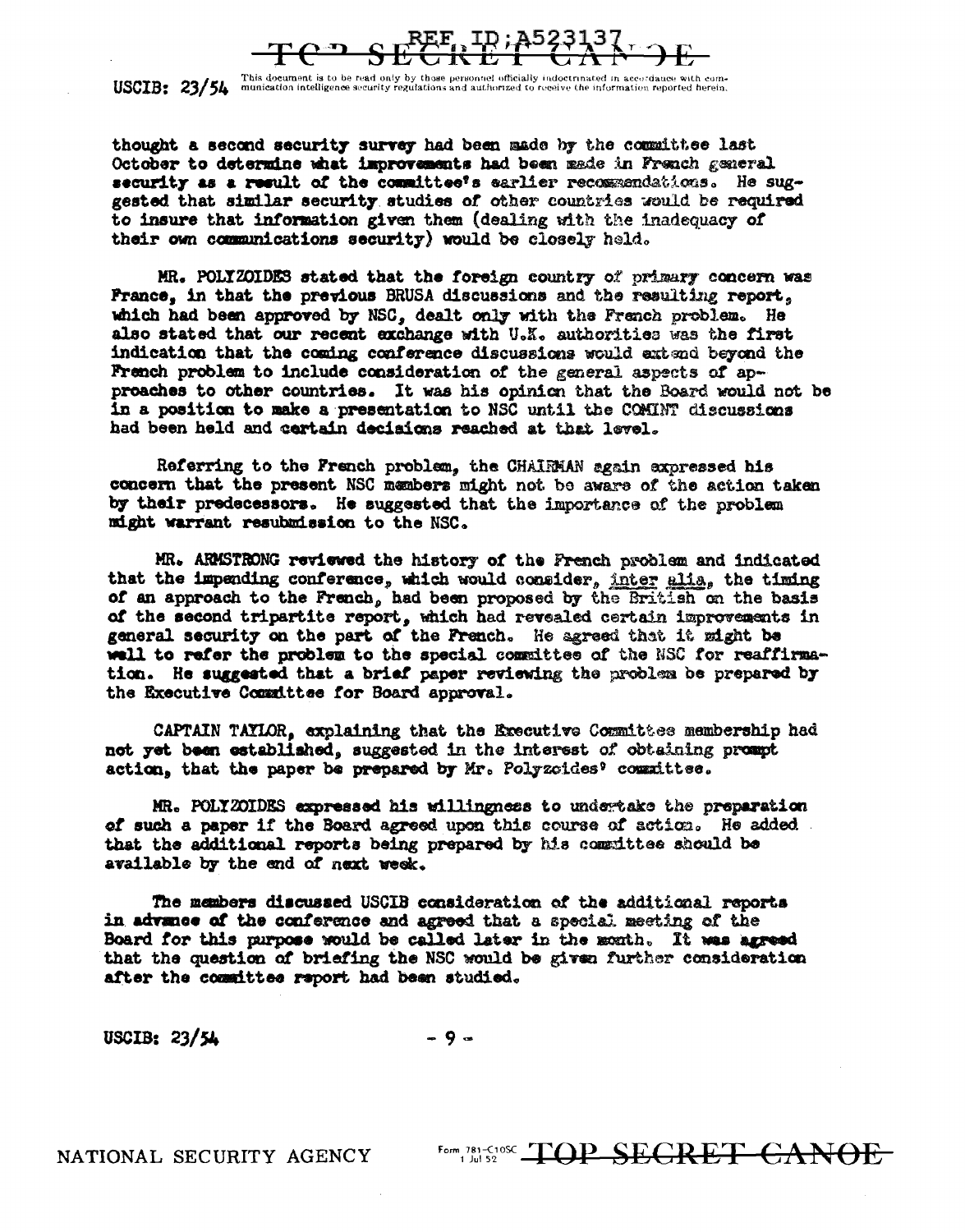thought a second security survey had been made by the committee last October to determine what improvements had been made in French general security as a result of the committee's earlier recommendations. He suggested that similar security studies of other countries would be required to insure that information given them (dealing with the inadequacy of their own communications security) would be closely held.

MR. POLYZOIDES stated that the foreign country of primary concern was France, in that the previous BRUSA discussions and the resulting report, which had been approved by NSC, dealt only with the French problem. He also stated that our recent exchange with U.K. authorities was the first indication that the coming conference discussions would extend beyond the French problem to include consideration of the general aspects of approaches to other countries. It was his opinion that the Board would not be in a position to make a presentation to NSC until the COMINT discussions had been held and certain decisions reached at that level.

Referring to the French problem, the CHAIRMAN again expressed his concern that the present NSC members might not be aware of the action taken by their predecessors. He suggested that the importance of the problem might warrant resubmission to the NSC.

MR. ARMSTRONG reviewed the history of the French problem and indicated that the impending conference, which would consider, inter alia, the timing of an approach to the French, had been proposed by the British on the basis of the second tripartite report, which had revealed certain improvements in general security on the part of the French. He agreed that it might be well to refer the problem to the special committee of the NSC for reaffirmation. He suggested that a brief paper reviewing the problem be prepared by the Executive Committee for Board approval.

CAPTAIN TAYLOR, explaining that the Executive Committee membership had not yet been established, suggested in the interest of obtaining prompt action, that the paper be prepared by Mr. Polyzoides' committee.

MR. POLYZOIDES expressed his willingness to undertake the preparation of such a paper if the Board agreed upon this course of action. He added that the additional reports being prepared by his committee should be available by the end of next week.

The members discussed USCIB consideration of the additional reports in advance of the conference and agreed that a special meeting of the Board for this purpose would be called later in the month. It was agreed that the question of briefing the NSC would be given further consideration after the committee report had been studied.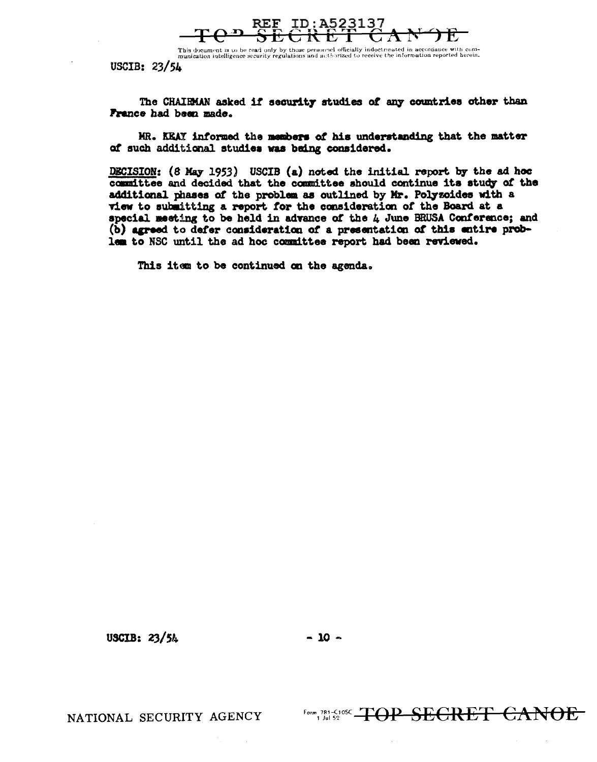The CHAIRMAN asked if security studies of any countries other than France had been made.

MR. KEAY informed the members of his understanding that the matter of such additional studies was being considered.

DECISION: (8 May 1953) USCIB (a) noted the initial report by the ad hoc committee and decided that the committee should continue its study of the additional phases of the problem as outlined by Mr. Polyzoides with a view to submitting a report for the consideration of the Board at a special meeting to be held in advance of the 4 June BRUSA Conference; and (b) agreed to defer consideration of a presentation of this entire problem to NSC until the ad hoc committee report had been reviewed.

This item to be continued on the agenda.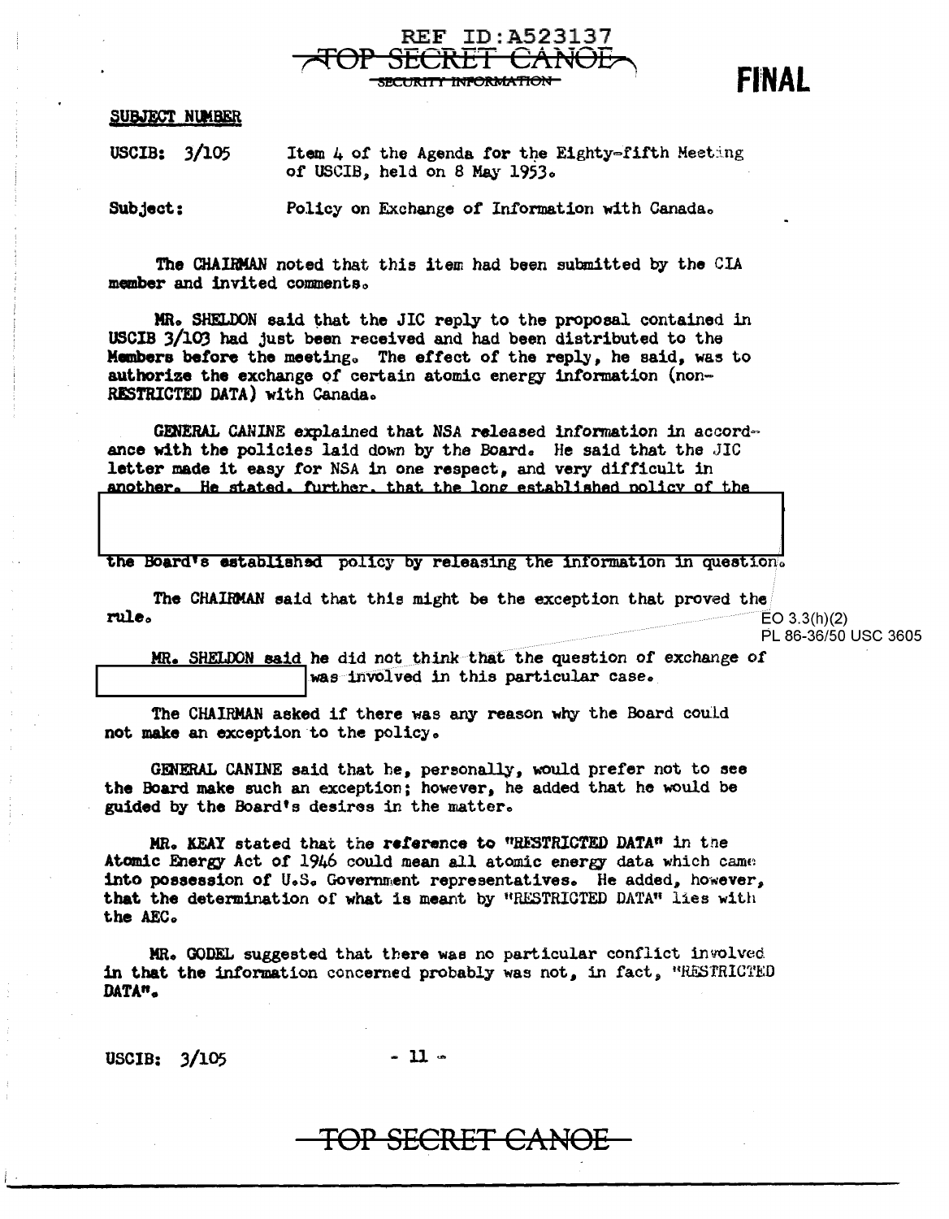REF ID:A523137

TOP SECRET CANOE

SECURITY INFORMATION

**FINAL**

SUBJECT NUMBER

USCIB: 3/105 Item 4 of the Agenda for the Eighty-fifth Meeting of USCIB, held on 8 May 1953.

Subject: Policy on Exchange of Information with Canada.

The CHAIRMAN noted that this item had been submitted by the CIA member and invited comments.

MR. SHELDON said that the JIC reply to the proposal contained in USCIB 3/103 had just been received and had been distributed to the Members before the meeting. The effect of the reply, he said, was to authorize the exchange of certain atomic energy information (non-RESTRICTED DATA) with Canada.

GENERAL CANINE explained that NSA released information in accordance with the policies laid down by the Board. He said that the JIC letter made it easy for NSA in one respect, and very difficult in another. He stated, further, that the long established policy of the

[REDACTED]

the Board's established policy by releasing the information in question.

The CHAIRMAN said that this might be the exception that proved the rule.

EO 3.3(h)(2)
PL 86-36/50 USC 3605

MR. SHELDON said he did not think that the question of exchange of [REDACTED] was involved in this particular case.

The CHAIRMAN asked if there was any reason why the Board could not make an exception to the policy.

GENERAL CANINE said that he, personally, would prefer not to see the Board make such an exception; however, he added that he would be guided by the Board's desires in the matter.

MR. KEAY stated that the reference to "RESTRICTED DATA" in the Atomic Energy Act of 1946 could mean all atomic energy data which came into possession of U.S. Government representatives. He added, however, that the determination of what is meant by "RESTRICTED DATA" lies with the AEC.

MR. GODEL suggested that there was no particular conflict involved in that the information concerned probably was not, in fact, "RESTRICTED DATA".

USCIB: 3/105

TOP SECRET CANOE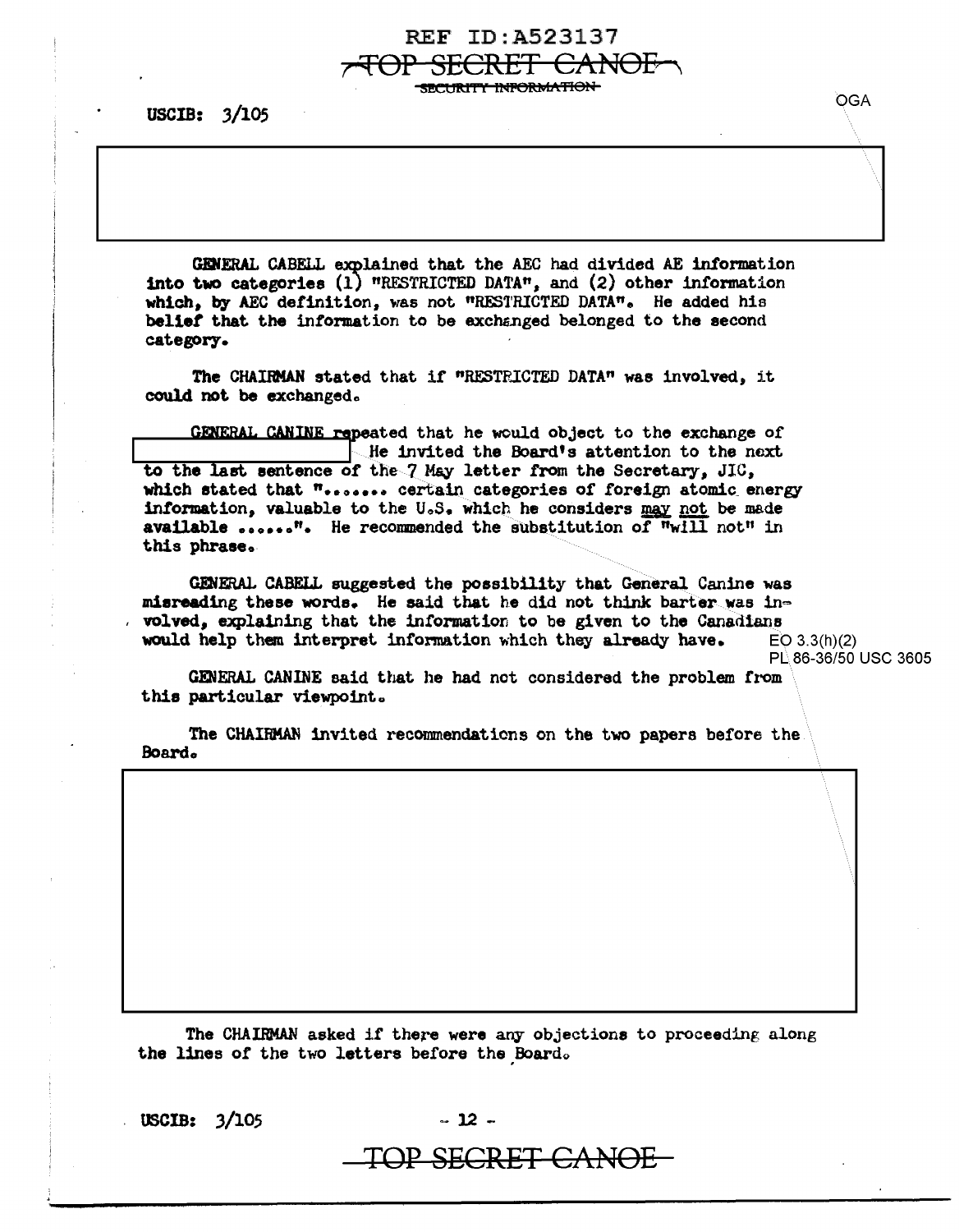GENERAL CABELL explained that the AEC had divided AE information into two categories (1) "RESTRICTED DATA", and (2) other information which, by AEC definition, was not "RESTRICTED DATA". He added his belief that the information to be exchanged belonged to the second category.

The CHAIRMAN stated that if "RESTRICTED DATA" was involved, it could not be exchanged.

GENERAL CANINE repeated that he would object to the exchange of [redacted] He invited the Board's attention to the next to the last sentence of the 7 May letter from the Secretary, JIC, which stated that "....... certain categories of foreign atomic energy information, valuable to the U.S. which he considers may not be made available ......". He recommended the substitution of "will not" in this phrase.

GENERAL CABELL suggested the possibility that General Canine was misreading these words. He said that he did not think barter was involved, explaining that the information to be given to the Canadians would help them interpret information which they already have.

EO 3.3(h)(2)
PL 86-36/50 USC 3605

GENERAL CANINE said that he had not considered the problem from this particular viewpoint.

The CHAIRMAN invited recommendations on the two papers before the Board.

[redacted]

The CHAIRMAN asked if there were any objections to proceeding along the lines of the two letters before the Board.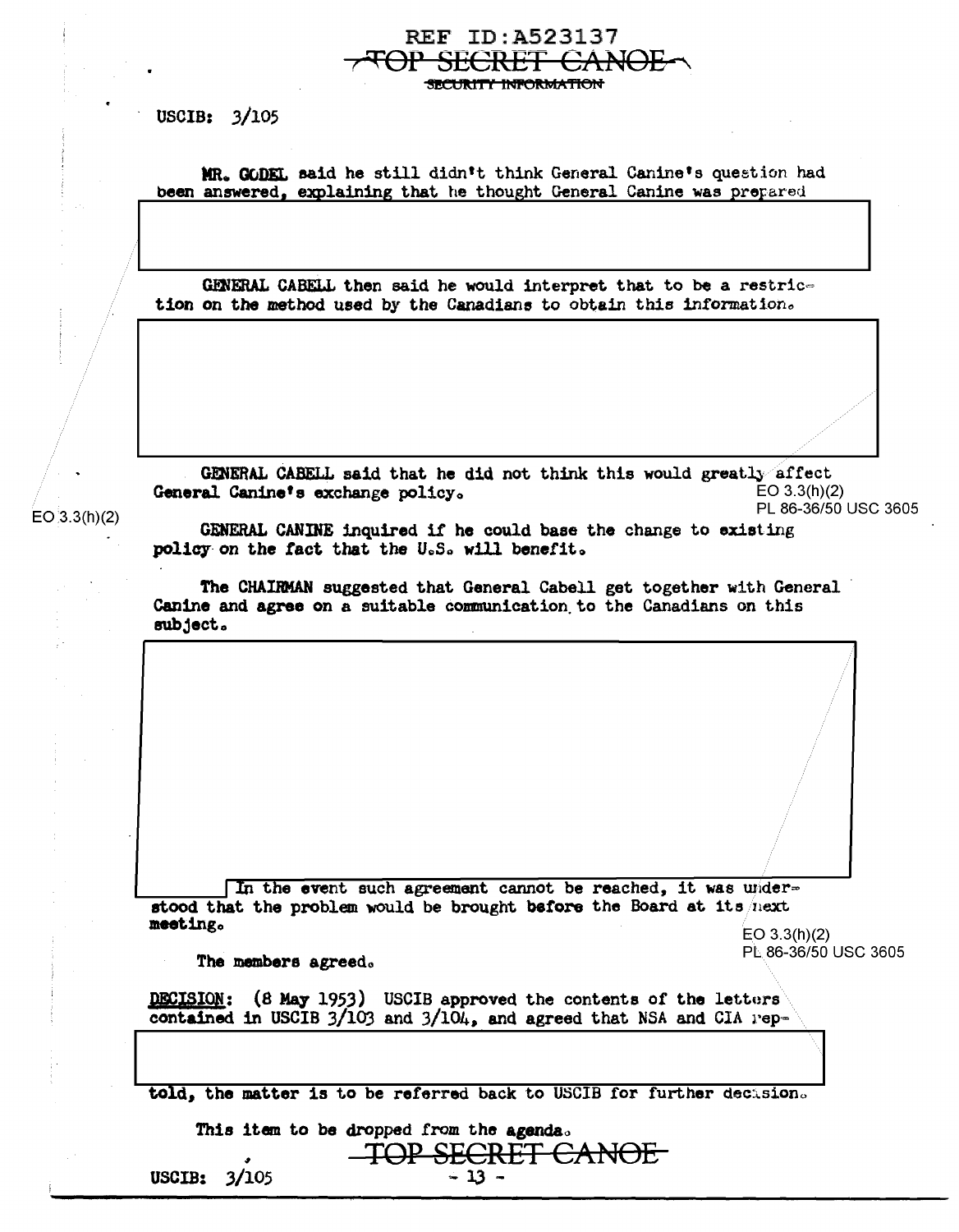MR. GODEL said he still didn't think General Canine's question had been answered, explaining that he thought General Canine was prepared

GENERAL CABELL then said he would interpret that to be a restriction on the method used by the Canadians to obtain this information.

GENERAL CABELL said that he did not think this would greatly affect General Canine's exchange policy.

EO 3.3(h)(2)
PL 86-36/50 USC 3605

EO 3.3(h)(2)

GENERAL CANINE inquired if he could base the change to existing policy on the fact that the U.S. will benefit.

The CHAIRMAN suggested that General Cabell get together with General Canine and agree on a suitable communication to the Canadians on this subject.

In the event such agreement cannot be reached, it was understood that the problem would be brought before the Board at its next meeting.

EO 3.3(h)(2)
PL 86-36/50 USC 3605

The members agreed.

**DECISION:** (8 May 1953) USCIB approved the contents of the letters contained in USCIB 3/103 and 3/104, and agreed that NSA and CIA rep-

told, the matter is to be referred back to USCIB for further decision.

This item to be dropped from the agenda.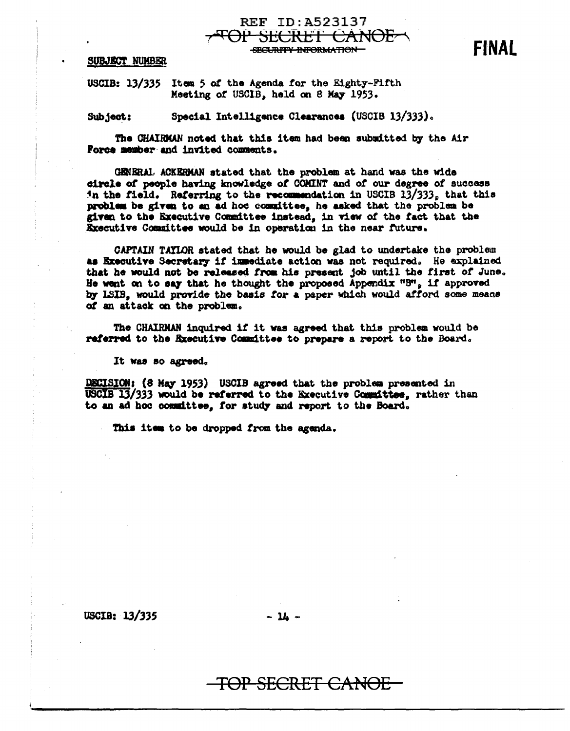REF ID:A523137

TOP SECRET CANOE

~~SECURITY INFORMATION~~

**FINAL**

SUBJECT NUMBER

USCIB: 13/335 Item 5 of the Agenda for the Eighty-Fifth Meeting of USCIB, held on 8 May 1953.

Subject: Special Intelligence Clearances (USCIB 13/333).

The CHAIRMAN noted that this item had been submitted by the Air Force member and invited comments.

GENERAL ACKERMAN stated that the problem at hand was the wide circle of people having knowledge of COMINT and of our degree of success in the field. Referring to the recommendation in USCIB 13/333, that this problem be given to an ad hoc committee, he asked that the problem be given to the Executive Committee instead, in view of the fact that the Executive Committee would be in operation in the near future.

CAPTAIN TAYLOR stated that he would be glad to undertake the problem as Executive Secretary if immediate action was not required. He explained that he would not be released from his present job until the first of June. He went on to say that he thought the proposed Appendix "B", if approved by LSIB, would provide the basis for a paper which would afford some means of an attack on the problem.

The CHAIRMAN inquired if it was agreed that this problem would be referred to the Executive Committee to prepare a report to the Board.

It was so agreed.

DECISION: (8 May 1953) USCIB agreed that the problem presented in USCIB 13/333 would be referred to the Executive Committee, rather than to an ad hoc committee, for study and report to the Board.

This item to be dropped from the agenda.

USCIB: 13/335

TOP SECRET CANOE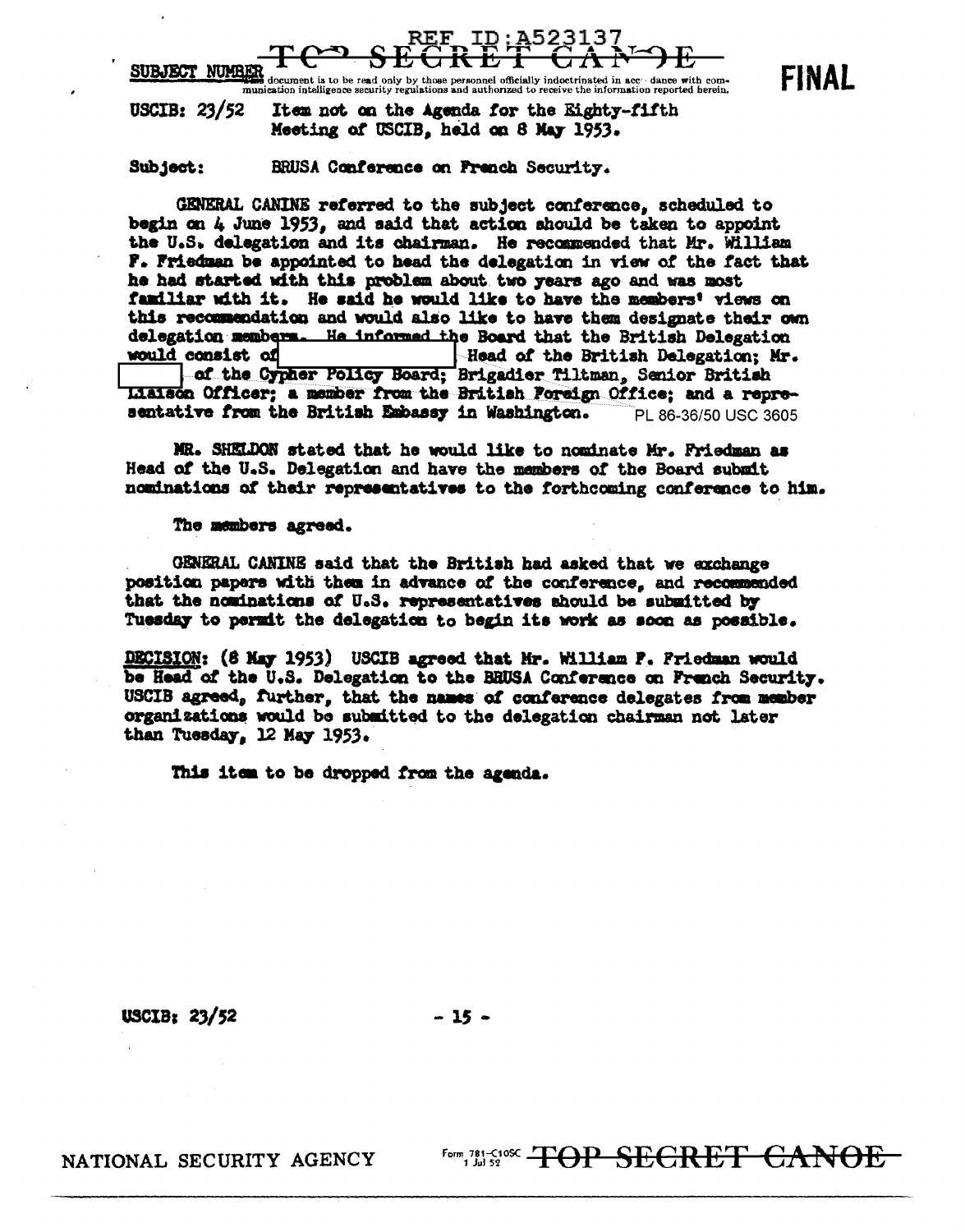REF ID:A523137

TOP SECRET CANOE

SUBJECT NUMBER This document is to be read only by those personnel officially indoctrinated in accordance with communication intelligence security regulations and authorized to receive the information reported herein.

**FINAL**

USCIB: 23/52 Item not on the Agenda for the Eighty-fifth Meeting of USCIB, held on 8 May 1953.

Subject: BRUSA Conference on French Security.

GENERAL CANINE referred to the subject conference, scheduled to begin on 4 June 1953, and said that action should be taken to appoint the U.S. delegation and its chairman. He recommended that Mr. William F. Friedman be appointed to head the delegation in view of the fact that he had started with this problem about two years ago and was most familiar with it. He said he would like to have the members' views on this recommendation and would also like to have them designate their own delegation members. He informed the Board that the British Delegation would consist of [REDACTED] Head of the British Delegation; Mr. [REDACTED] of the Cypher Policy Board; Brigadier Tiltman, Senior British Liaison Officer; a member from the British Foreign Office; and a representative from the British Embassy in Washington. PL 86-36/50 USC 3605

MR. SHELDON stated that he would like to nominate Mr. Friedman as Head of the U.S. Delegation and have the members of the Board submit nominations of their representatives to the forthcoming conference to him.

The members agreed.

GENERAL CANINE said that the British had asked that we exchange position papers with them in advance of the conference, and recommended that the nominations of U.S. representatives should be submitted by Tuesday to permit the delegation to begin its work as soon as possible.

DECISION: (8 May 1953) USCIB agreed that Mr. William F. Friedman would be Head of the U.S. Delegation to the BRUSA Conference on French Security. USCIB agreed, further, that the names of conference delegates from member organizations would be submitted to the delegation chairman not later than Tuesday, 12 May 1953.

This item to be dropped from the agenda.

USCIB: 23/52

NATIONAL SECURITY AGENCY Form 781-C10SC 1 Jul 52 TOP SECRET CANOE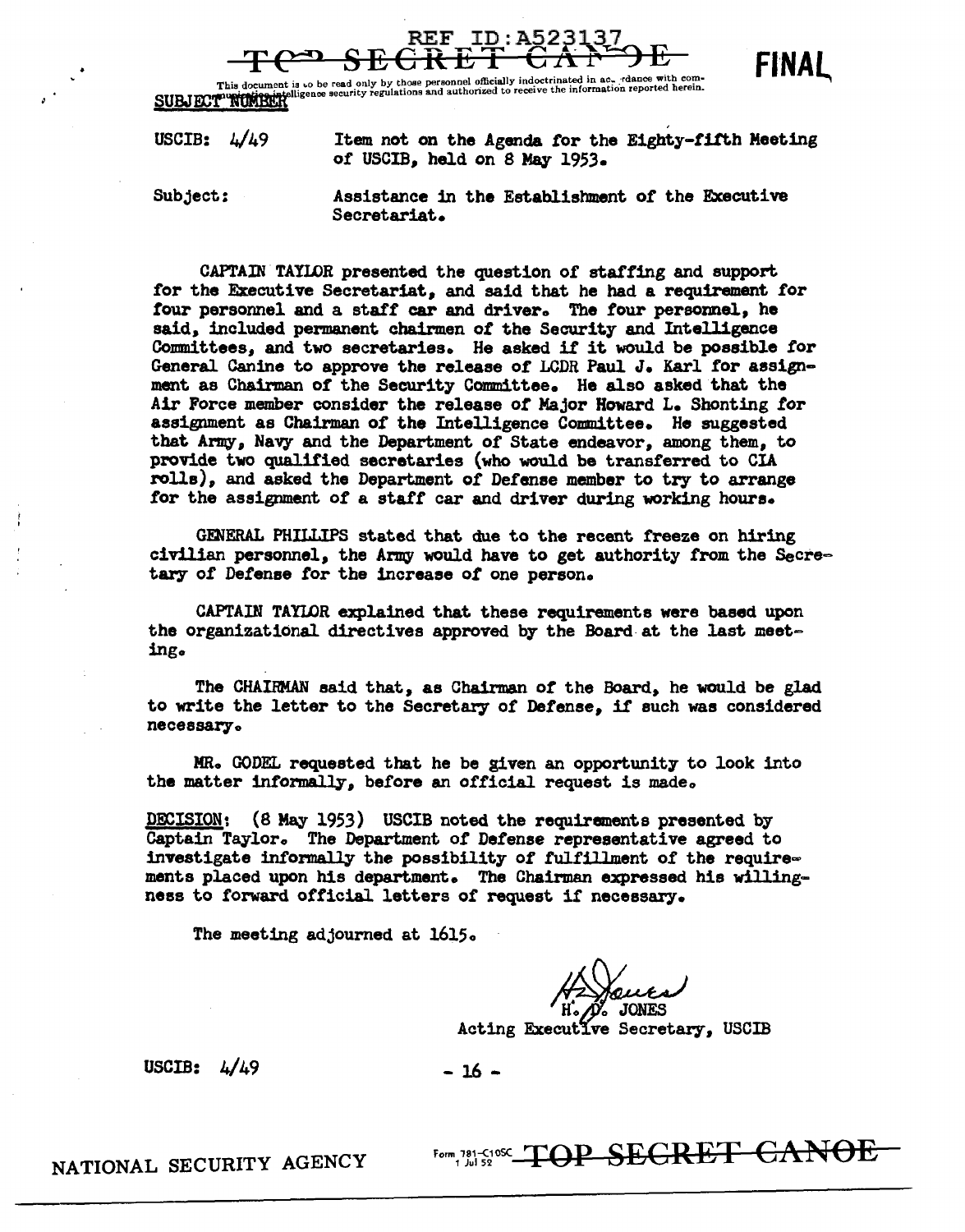REF ID:A523137

TOP SECRET CANOE

FINAL

This document is to be read only by those personnel officially indoctrinated in accordance with communications intelligence security regulations and authorized to receive the information reported herein.

SUBJECT NUMBER

USCIB: 4/49 Item not on the Agenda for the Eighty-fifth Meeting of USCIB, held on 8 May 1953.

Subject: Assistance in the Establishment of the Executive Secretariat.

CAPTAIN TAYLOR presented the question of staffing and support for the Executive Secretariat, and said that he had a requirement for four personnel and a staff car and driver. The four personnel, he said, included permanent chairmen of the Security and Intelligence Committees, and two secretaries. He asked if it would be possible for General Canine to approve the release of LCDR Paul J. Karl for assignment as Chairman of the Security Committee. He also asked that the Air Force member consider the release of Major Howard L. Shonting for assignment as Chairman of the Intelligence State Committee. He suggested that Army, Navy and the Department of State endeavor, among them, to provide two qualified secretaries (who would be transferred to CIA rolls), and asked the Department of Defense member to try to arrange for the assignment of a staff car and driver during working hours.

GENERAL PHILLIPS stated that due to the recent freeze on hiring civilian personnel, the Army would have to get authority from the Secretary of Defense for the increase of one person.

CAPTAIN TAYLOR explained that these requirements were based upon the organizational directives approved by the Board at the last meeting.

The CHAIRMAN said that, as Chairman of the Board, he would be glad to write the letter to the Secretary of Defense, if such was considered necessary.

MR. GODEL requested that he be given an opportunity to look into the matter informally, before an official request is made.

DECISION: (8 May 1953) USCIB noted the requirements presented by Captain Taylor. The Department of Defense representative agreed to investigate informally the possibility of fulfillment of the requirements placed upon his department. The Chairman expressed his willingness to forward official letters of request if necessary.

The meeting adjourned at 1615.

H. D. JONES
Acting Executive Secretary, USCIB

USCIB: 4/49

NATIONAL SECURITY AGENCY

TOP SECRET CANOE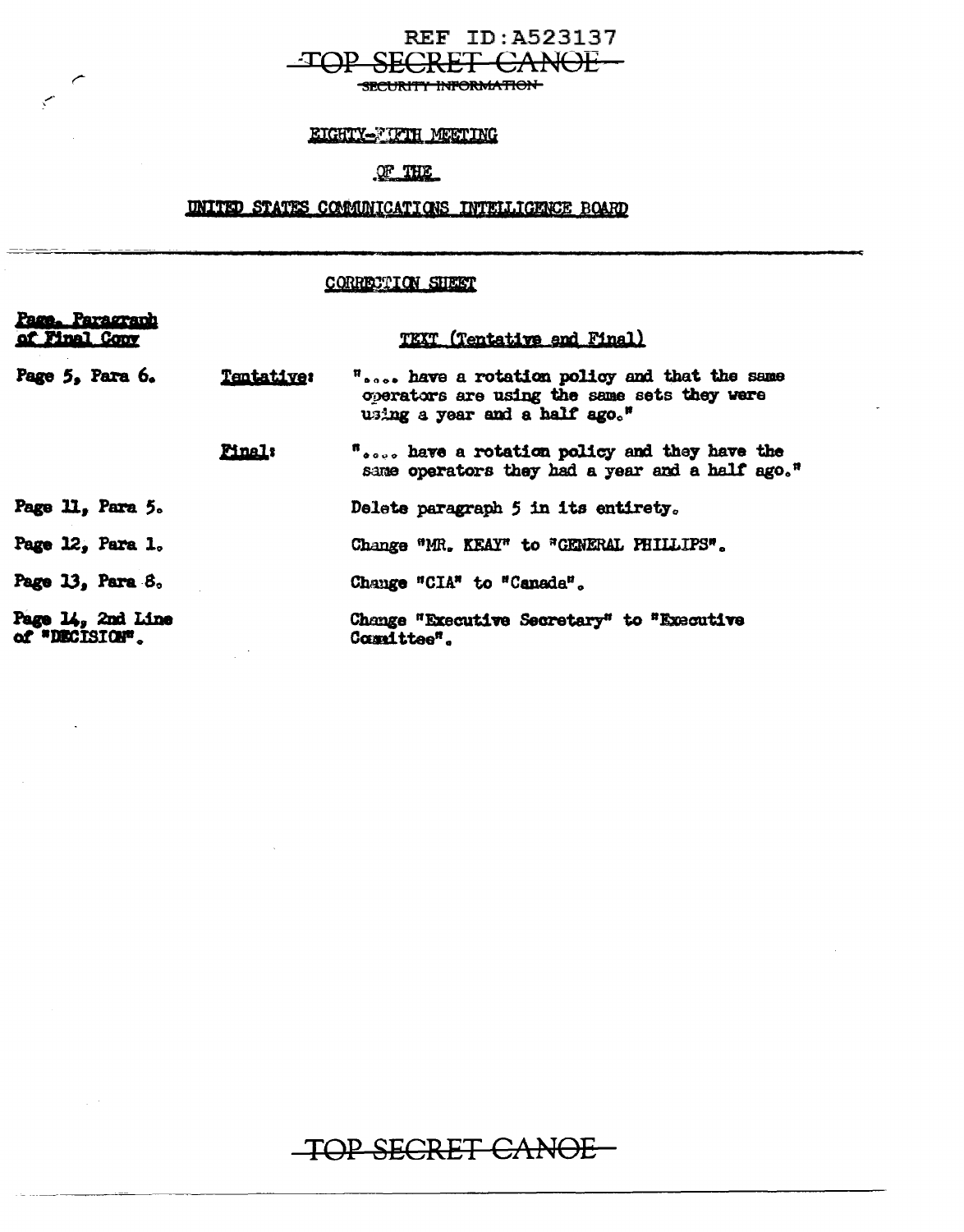REF ID:A523137

~~TOP SECRET CANOE~~

~~SECURITY INFORMATION~~

EIGHTY-FIFTH MEETING

OF THE

UNITED STATES COMMUNICATIONS INTELLIGENCE BOARD

CORRECTION SHEET

| Page, Paragraph of Final Copy | | TEXT (Tentative and Final) |
|---|---|---|
| Page 5, Para 6. | Tentative: | ".... have a rotation policy and that the same operators are using the same sets they were using a year and a half ago." |
| | Final: | ".... have a rotation policy and they have the same operators they had a year and a half ago." |
| Page 11, Para 5. | | Delete paragraph 5 in its entirety. |
| Page 12, Para 1. | | Change "MR. KEAY" to "GENERAL PHILLIPS". |
| Page 13, Para 8. | | Change "CIA" to "Canada". |
| Page 14, 2nd Line of "DECISION". | | Change "Executive Secretary" to "Executive Committee". |

~~TOP SECRET CANOE~~